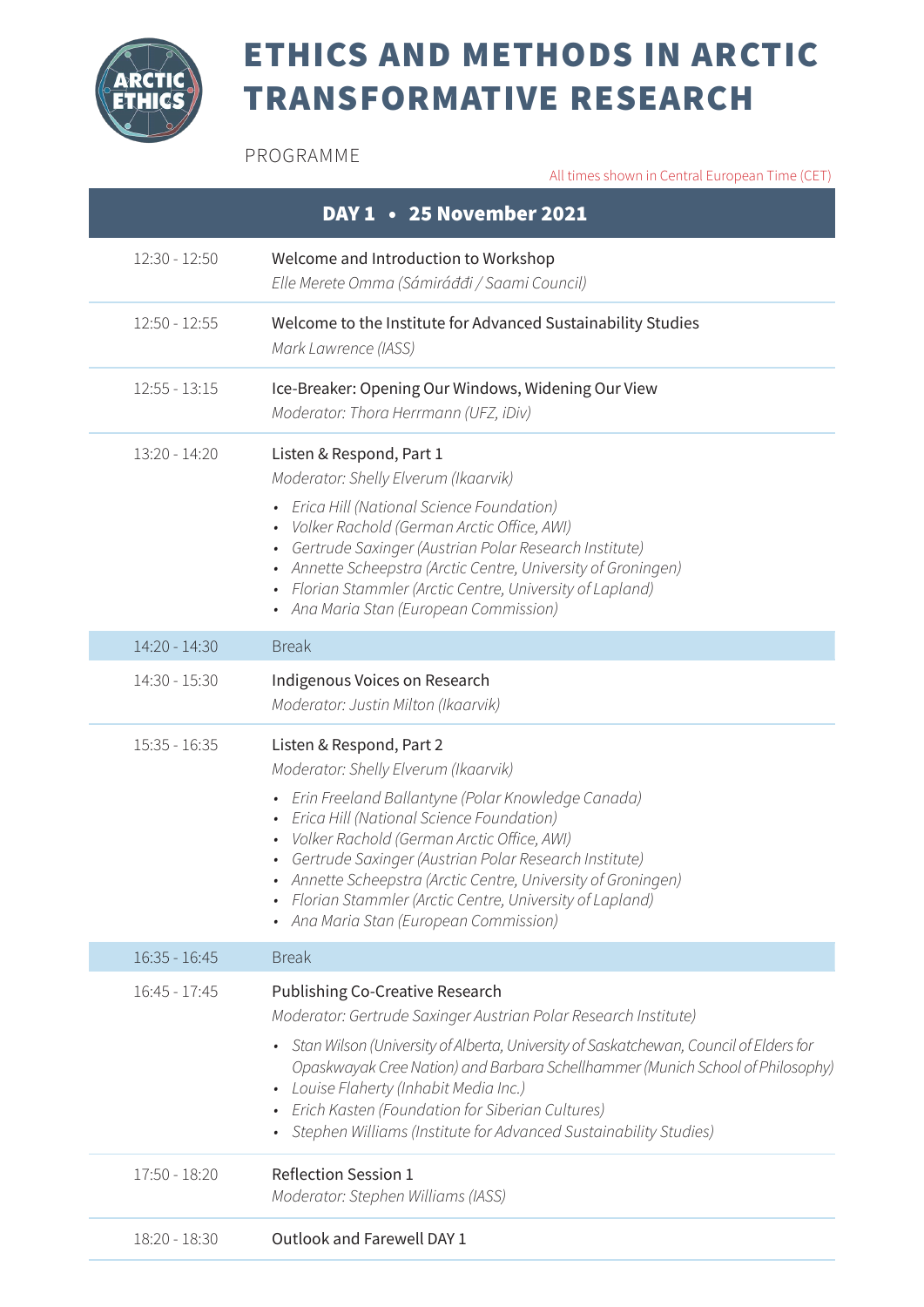# ETHICS AND METHODS IN ARCTIC TRANSFORMATIVE RESEARCH

PROGRAMME

All times shown in Central European Time (CET)

## DAY 1 • 25 November 2021

| Time | Session |
|---|---|
| 12:30 - 12:50 | Welcome and Introduction to Workshop<br>*Elle Merete Omma (Sámiráđđi / Saami Council)* |
| 12:50 - 12:55 | Welcome to the Institute for Advanced Sustainability Studies<br>*Mark Lawrence (IASS)* |
| 12:55 - 13:15 | Ice-Breaker: Opening Our Windows, Widening Our View<br>*Moderator: Thora Herrmann (UFZ, iDiv)* |
| 13:20 - 14:20 | Listen & Respond, Part 1<br>*Moderator: Shelly Elverum (Ikaarvik)*<br>• *Erica Hill (National Science Foundation)*<br>• *Volker Rachold (German Arctic Office, AWI)*<br>• *Gertrude Saxinger (Austrian Polar Research Institute)*<br>• *Annette Scheepstra (Arctic Centre, University of Groningen)*<br>• *Florian Stammler (Arctic Centre, University of Lapland)*<br>• *Ana Maria Stan (European Commission)* |
| 14:20 - 14:30 | Break |
| 14:30 - 15:30 | Indigenous Voices on Research<br>*Moderator: Justin Milton (Ikaarvik)* |
| 15:35 - 16:35 | Listen & Respond, Part 2<br>*Moderator: Shelly Elverum (Ikaarvik)*<br>• *Erin Freeland Ballantyne (Polar Knowledge Canada)*<br>• *Erica Hill (National Science Foundation)*<br>• *Volker Rachold (German Arctic Office, AWI)*<br>• *Gertrude Saxinger (Austrian Polar Research Institute)*<br>• *Annette Scheepstra (Arctic Centre, University of Groningen)*<br>• *Florian Stammler (Arctic Centre, University of Lapland)*<br>• *Ana Maria Stan (European Commission)* |
| 16:35 - 16:45 | Break |
| 16:45 - 17:45 | Publishing Co-Creative Research<br>*Moderator: Gertrude Saxinger Austrian Polar Research Institute)*<br>• *Stan Wilson (University of Alberta, University of Saskatchewan, Council of Elders for Opaskwayak Cree Nation) and Barbara Schellhammer (Munich School of Philosophy)*<br>• *Louise Flaherty (Inhabit Media Inc.)*<br>• *Erich Kasten (Foundation for Siberian Cultures)*<br>• *Stephen Williams (Institute for Advanced Sustainability Studies)* |
| 17:50 - 18:20 | Reflection Session 1<br>*Moderator: Stephen Williams (IASS)* |
| 18:20 - 18:30 | Outlook and Farewell DAY 1 |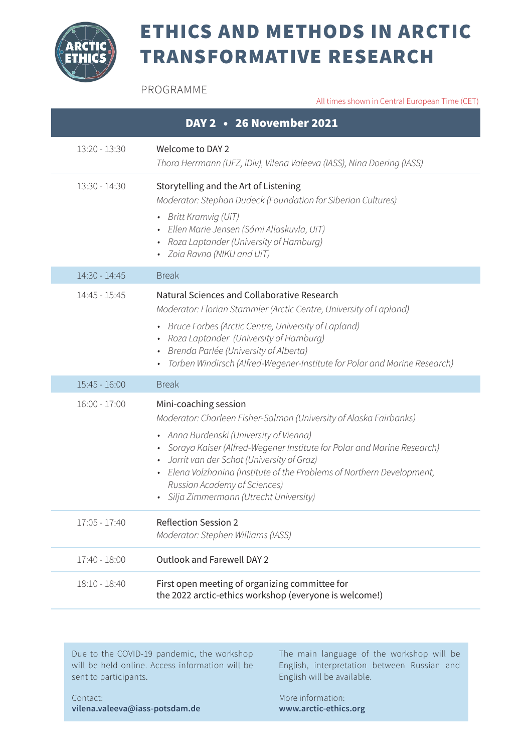ARCTIC ETHICS

# ETHICS AND METHODS IN ARCTIC TRANSFORMATIVE RESEARCH

PROGRAMME

All times shown in Central European Time (CET)

## DAY 2 • 26 November 2021

| | |
|---|---|
| 13:20 - 13:30 | Welcome to DAY 2<br>*Thora Herrmann (UFZ, iDiv), Vilena Valeeva (IASS), Nina Doering (IASS)* |
| 13:30 - 14:30 | Storytelling and the Art of Listening<br>*Moderator: Stephan Dudeck (Foundation for Siberian Cultures)*<br>• *Britt Kramvig (UiT)*<br>• *Ellen Marie Jensen (Sámi Allaskuvla, UiT)*<br>• *Roza Laptander (University of Hamburg)*<br>• *Zoia Ravna (NIKU and UiT)* |
| 14:30 - 14:45 | Break |
| 14:45 - 15:45 | Natural Sciences and Collaborative Research<br>*Moderator: Florian Stammler (Arctic Centre, University of Lapland)*<br>• *Bruce Forbes (Arctic Centre, University of Lapland)*<br>• *Roza Laptander (University of Hamburg)*<br>• *Brenda Parlée (University of Alberta)*<br>• *Torben Windirsch (Alfred-Wegener-Institute for Polar and Marine Research)* |
| 15:45 - 16:00 | Break |
| 16:00 - 17:00 | Mini-coaching session<br>*Moderator: Charleen Fisher-Salmon (University of Alaska Fairbanks)*<br>• *Anna Burdenski (University of Vienna)*<br>• *Soraya Kaiser (Alfred-Wegener Institute for Polar and Marine Research)*<br>• *Jorrit van der Schot (University of Graz)*<br>• *Elena Volzhanina (Institute of the Problems of Northern Development, Russian Academy of Sciences)*<br>• *Silja Zimmermann (Utrecht University)* |
| 17:05 - 17:40 | Reflection Session 2<br>*Moderator: Stephen Williams (IASS)* |
| 17:40 - 18:00 | Outlook and Farewell DAY 2 |
| 18:10 - 18:40 | First open meeting of organizing committee for the 2022 arctic-ethics workshop (everyone is welcome!) |

Due to the COVID-19 pandemic, the workshop will be held online. Access information will be sent to participants.

Contact:
**vilena.valeeva@iass-potsdam.de**

The main language of the workshop will be English, interpretation between Russian and English will be available.

More information:
**www.arctic-ethics.org**